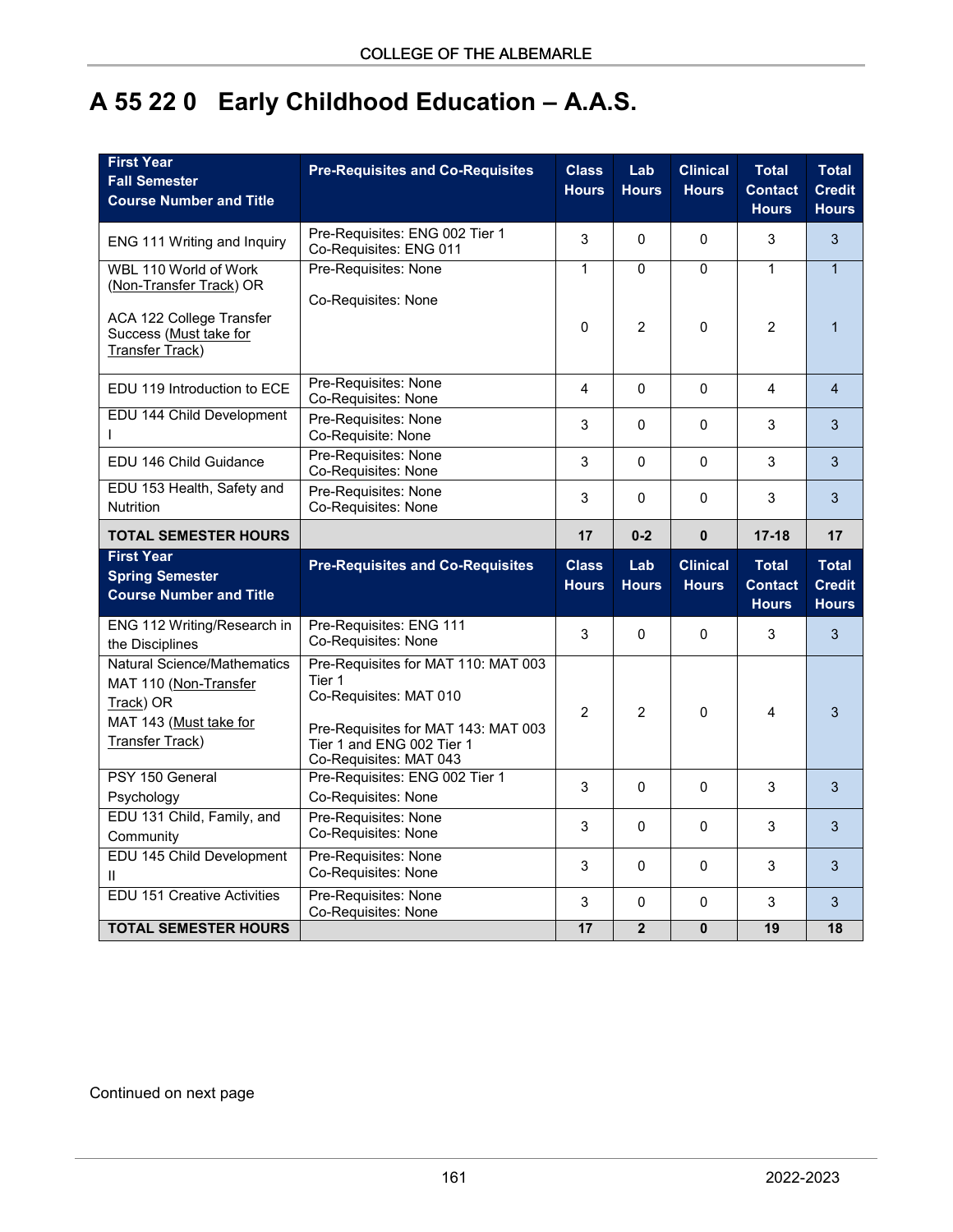# A 55 22 0 Early Childhood Education – A.A.S.

| First Year Fall Semester Course Number and Title | Pre-Requisites and Co-Requisites | Class Hours | Lab Hours | Clinical Hours | Total Contact Hours | Total Credit Hours |
|---|---|---|---|---|---|---|
| ENG 111 Writing and Inquiry | Pre-Requisites: ENG 002 Tier 1 Co-Requisites: ENG 011 | 3 | 0 | 0 | 3 | 3 |
| WBL 110 World of Work (Non-Transfer Track) OR | Pre-Requisites: None Co-Requisites: None | 1 | 0 | 0 | 1 | 1 |
| ACA 122 College Transfer Success (Must take for Transfer Track) | | 0 | 2 | 0 | 2 | 1 |
| EDU 119 Introduction to ECE | Pre-Requisites: None Co-Requisites: None | 4 | 0 | 0 | 4 | 4 |
| EDU 144 Child Development I | Pre-Requisites: None Co-Requisite: None | 3 | 0 | 0 | 3 | 3 |
| EDU 146 Child Guidance | Pre-Requisites: None Co-Requisites: None | 3 | 0 | 0 | 3 | 3 |
| EDU 153 Health, Safety and Nutrition | Pre-Requisites: None Co-Requisites: None | 3 | 0 | 0 | 3 | 3 |
| **TOTAL SEMESTER HOURS** | | **17** | **0-2** | **0** | **17-18** | **17** |
| **First Year Spring Semester Course Number and Title** | **Pre-Requisites and Co-Requisites** | **Class Hours** | **Lab Hours** | **Clinical Hours** | **Total Contact Hours** | **Total Credit Hours** |
| ENG 112 Writing/Research in the Disciplines | Pre-Requisites: ENG 111 Co-Requisites: None | 3 | 0 | 0 | 3 | 3 |
| Natural Science/Mathematics MAT 110 (Non-Transfer Track) OR MAT 143 (Must take for Transfer Track) | Pre-Requisites for MAT 110: MAT 003 Tier 1 Co-Requisites: MAT 010 Pre-Requisites for MAT 143: MAT 003 Tier 1 and ENG 002 Tier 1 Co-Requisites: MAT 043 | 2 | 2 | 0 | 4 | 3 |
| PSY 150 General Psychology | Pre-Requisites: ENG 002 Tier 1 Co-Requisites: None | 3 | 0 | 0 | 3 | 3 |
| EDU 131 Child, Family, and Community | Pre-Requisites: None Co-Requisites: None | 3 | 0 | 0 | 3 | 3 |
| EDU 145 Child Development II | Pre-Requisites: None Co-Requisites: None | 3 | 0 | 0 | 3 | 3 |
| EDU 151 Creative Activities | Pre-Requisites: None Co-Requisites: None | 3 | 0 | 0 | 3 | 3 |
| **TOTAL SEMESTER HOURS** | | **17** | **2** | **0** | **19** | **18** |

Continued on next page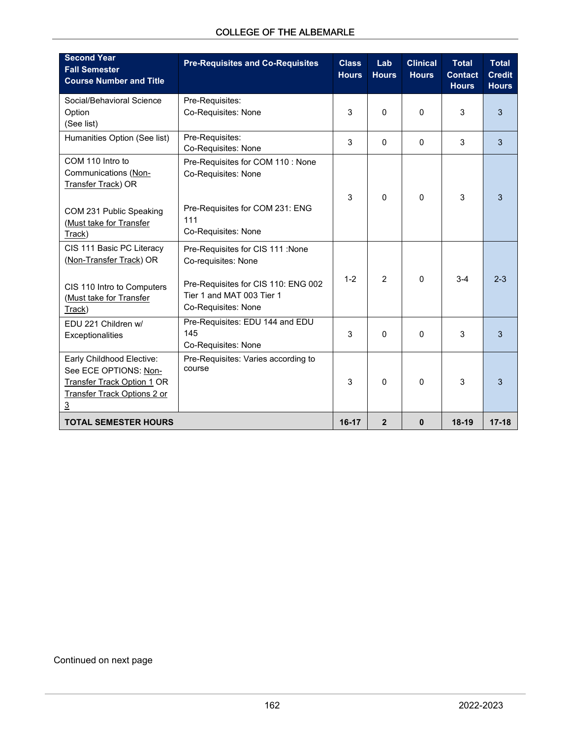| Second Year<br>Fall Semester<br>Course Number and Title | Pre-Requisites and Co-Requisites | Class Hours | Lab Hours | Clinical Hours | Total Contact Hours | Total Credit Hours |
|---|---|---|---|---|---|---|
| Social/Behavioral Science Option (See list) | Pre-Requisites:<br>Co-Requisites: None | 3 | 0 | 0 | 3 | 3 |
| Humanities Option (See list) | Pre-Requisites:<br>Co-Requisites: None | 3 | 0 | 0 | 3 | 3 |
| COM 110 Intro to Communications (Non-Transfer Track) OR<br><br>COM 231 Public Speaking (Must take for Transfer Track) | Pre-Requisites for COM 110 : None<br>Co-Requisites: None<br><br>Pre-Requisites for COM 231: ENG 111<br>Co-Requisites: None | 3 | 0 | 0 | 3 | 3 |
| CIS 111 Basic PC Literacy (Non-Transfer Track) OR<br><br>CIS 110 Intro to Computers (Must take for Transfer Track) | Pre-Requisites for CIS 111 :None<br>Co-requisites: None<br><br>Pre-Requisites for CIS 110: ENG 002 Tier 1 and MAT 003 Tier 1<br>Co-Requisites: None | 1-2 | 2 | 0 | 3-4 | 2-3 |
| EDU 221 Children w/ Exceptionalities | Pre-Requisites: EDU 144 and EDU 145<br>Co-Requisites: None | 3 | 0 | 0 | 3 | 3 |
| Early Childhood Elective: See ECE OPTIONS: Non-Transfer Track Option 1 OR Transfer Track Options 2 or 3 | Pre-Requisites: Varies according to course | 3 | 0 | 0 | 3 | 3 |
| **TOTAL SEMESTER HOURS** | | **16-17** | **2** | **0** | **18-19** | **17-18** |

Continued on next page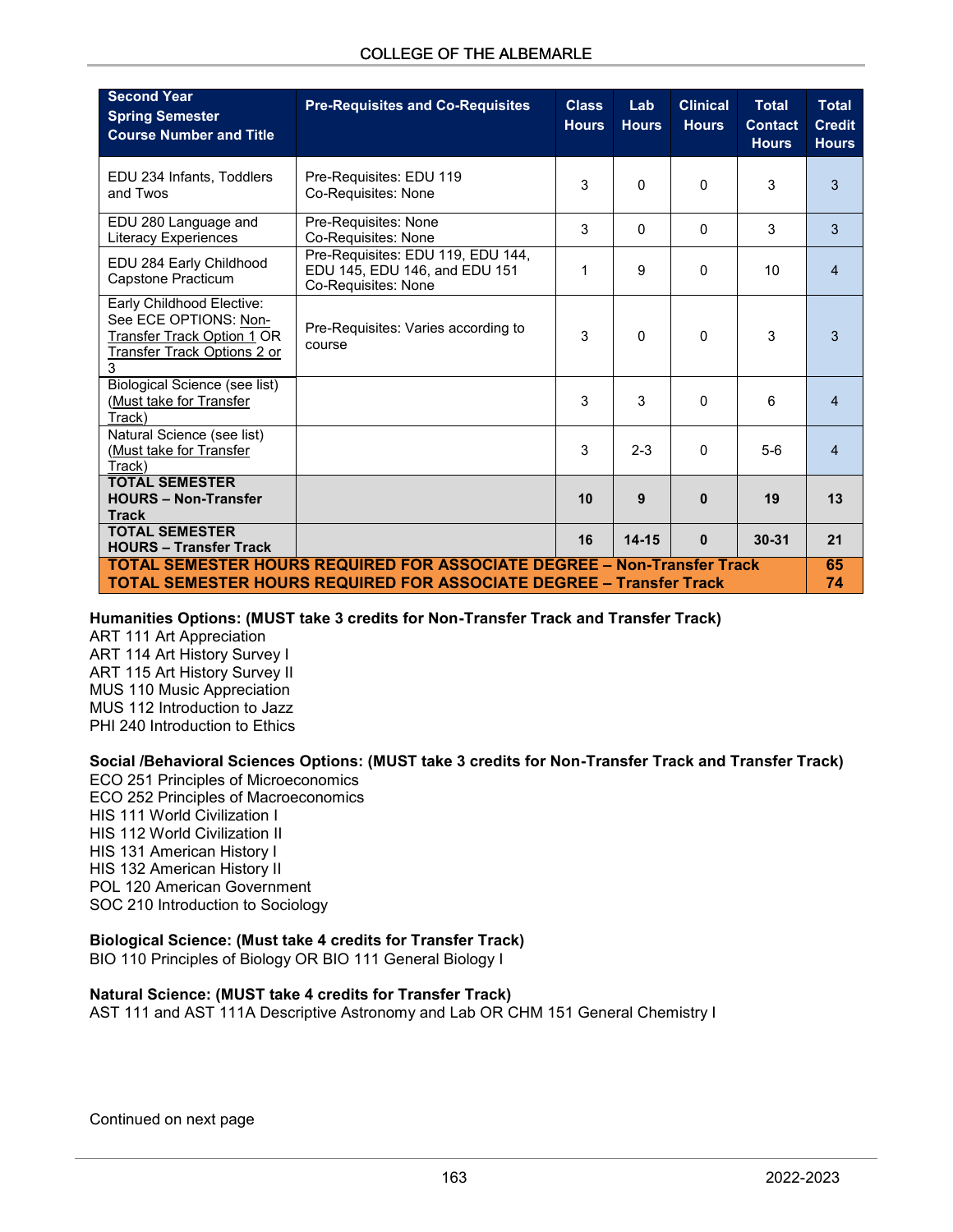| Second Year Spring Semester Course Number and Title | Pre-Requisites and Co-Requisites | Class Hours | Lab Hours | Clinical Hours | Total Contact Hours | Total Credit Hours |
|---|---|---|---|---|---|---|
| EDU 234 Infants, Toddlers and Twos | Pre-Requisites: EDU 119 Co-Requisites: None | 3 | 0 | 0 | 3 | 3 |
| EDU 280 Language and Literacy Experiences | Pre-Requisites: None Co-Requisites: None | 3 | 0 | 0 | 3 | 3 |
| EDU 284 Early Childhood Capstone Practicum | Pre-Requisites: EDU 119, EDU 144, EDU 145, EDU 146, and EDU 151 Co-Requisites: None | 1 | 9 | 0 | 10 | 4 |
| Early Childhood Elective: See ECE OPTIONS: Non-Transfer Track Option 1 OR Transfer Track Options 2 or 3 | Pre-Requisites: Varies according to course | 3 | 0 | 0 | 3 | 3 |
| Biological Science (see list) (Must take for Transfer Track) | | 3 | 3 | 0 | 6 | 4 |
| Natural Science (see list) (Must take for Transfer Track) | | 3 | 2-3 | 0 | 5-6 | 4 |
| **TOTAL SEMESTER HOURS – Non-Transfer Track** | | **10** | **9** | **0** | **19** | **13** |
| **TOTAL SEMESTER HOURS – Transfer Track** | | **16** | **14-15** | **0** | **30-31** | **21** |
| **TOTAL SEMESTER HOURS REQUIRED FOR ASSOCIATE DEGREE – Non-Transfer Track** | | | | | | **65** |
| **TOTAL SEMESTER HOURS REQUIRED FOR ASSOCIATE DEGREE – Transfer Track** | | | | | | **74** |

**Humanities Options: (MUST take 3 credits for Non-Transfer Track and Transfer Track)**
ART 111 Art Appreciation
ART 114 Art History Survey I
ART 115 Art History Survey II
MUS 110 Music Appreciation
MUS 112 Introduction to Jazz
PHI 240 Introduction to Ethics

**Social /Behavioral Sciences Options: (MUST take 3 credits for Non-Transfer Track and Transfer Track)**
ECO 251 Principles of Microeconomics
ECO 252 Principles of Macroeconomics
HIS 111 World Civilization I
HIS 112 World Civilization II
HIS 131 American History I
HIS 132 American History II
POL 120 American Government
SOC 210 Introduction to Sociology

**Biological Science: (Must take 4 credits for Transfer Track)**
BIO 110 Principles of Biology OR BIO 111 General Biology I

**Natural Science: (MUST take 4 credits for Transfer Track)**
AST 111 and AST 111A Descriptive Astronomy and Lab OR CHM 151 General Chemistry I

Continued on next page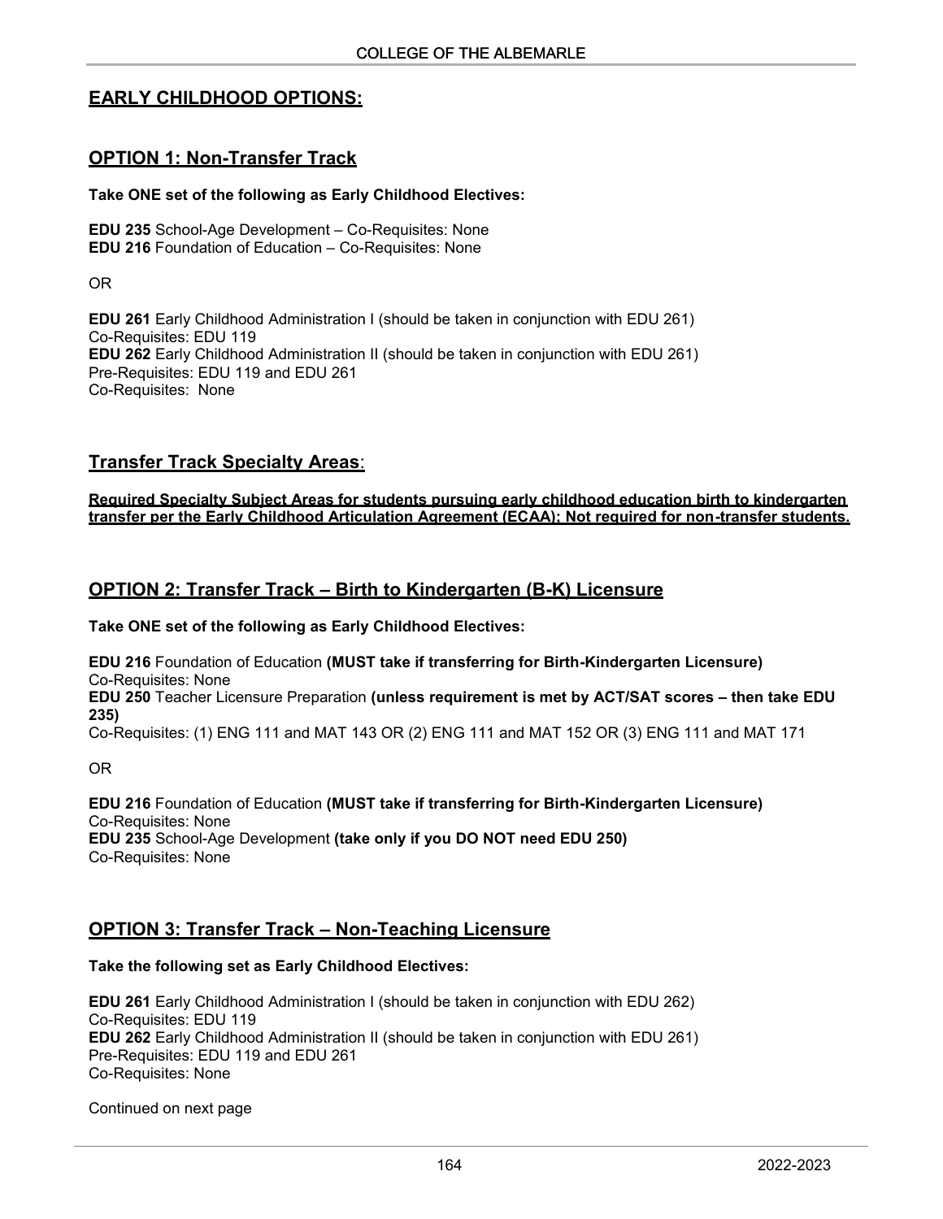## EARLY CHILDHOOD OPTIONS:

### OPTION 1: Non-Transfer Track

**Take ONE set of the following as Early Childhood Electives:**

**EDU 235** School-Age Development – Co-Requisites: None
**EDU 216** Foundation of Education – Co-Requisites: None

OR

**EDU 261** Early Childhood Administration I (should be taken in conjunction with EDU 261)
Co-Requisites: EDU 119
**EDU 262** Early Childhood Administration II (should be taken in conjunction with EDU 261)
Pre-Requisites: EDU 119 and EDU 261
Co-Requisites: None

### Transfer Track Specialty Areas:

**Required Specialty Subject Areas for students pursuing early childhood education birth to kindergarten transfer per the Early Childhood Articulation Agreement (ECAA); Not required for non-transfer students.**

### OPTION 2: Transfer Track – Birth to Kindergarten (B-K) Licensure

**Take ONE set of the following as Early Childhood Electives:**

**EDU 216** Foundation of Education **(MUST take if transferring for Birth-Kindergarten Licensure)**
Co-Requisites: None
**EDU 250** Teacher Licensure Preparation **(unless requirement is met by ACT/SAT scores – then take EDU 235)**
Co-Requisites: (1) ENG 111 and MAT 143 OR (2) ENG 111 and MAT 152 OR (3) ENG 111 and MAT 171

OR

**EDU 216** Foundation of Education **(MUST take if transferring for Birth-Kindergarten Licensure)**
Co-Requisites: None
**EDU 235** School-Age Development **(take only if you DO NOT need EDU 250)**
Co-Requisites: None

### OPTION 3: Transfer Track – Non-Teaching Licensure

**Take the following set as Early Childhood Electives:**

**EDU 261** Early Childhood Administration I (should be taken in conjunction with EDU 262)
Co-Requisites: EDU 119
**EDU 262** Early Childhood Administration II (should be taken in conjunction with EDU 261)
Pre-Requisites: EDU 119 and EDU 261
Co-Requisites: None

Continued on next page